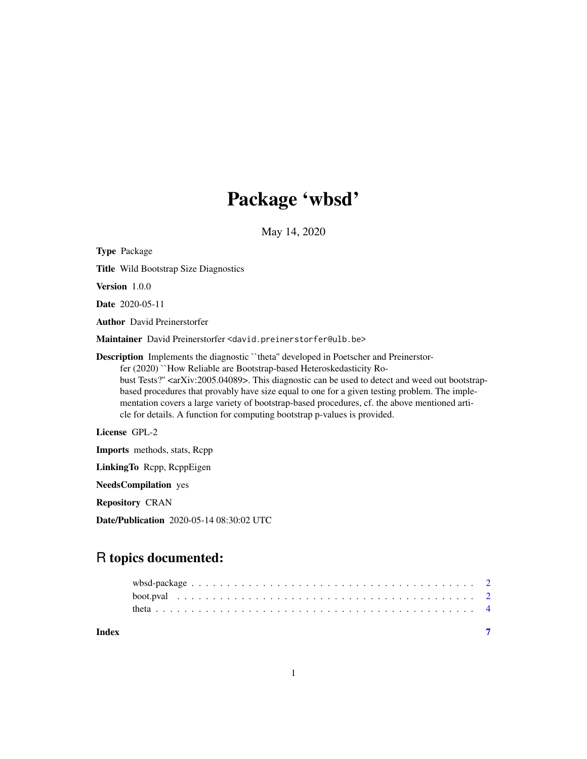# Package 'wbsd'

May 14, 2020

**Type** Package

**Title** Wild Bootstrap Size Diagnostics

**Version** 1.0.0

**Date** 2020-05-11

**Author** David Preinerstorfer

**Maintainer** David Preinerstorfer <david.preinerstorfer@ulb.be>

**Description** Implements the diagnostic ``theta'' developed in Poetscher and Preinerstorfer (2020) ``How Reliable are Bootstrap-based Heteroskedasticity Robust Tests?'' <arXiv:2005.04089>. This diagnostic can be used to detect and weed out bootstrap-based procedures that provably have size equal to one for a given testing problem. The implementation covers a large variety of bootstrap-based procedures, cf. the above mentioned article for details. A function for computing bootstrap p-values is provided.

**License** GPL-2

**Imports** methods, stats, Rcpp

**LinkingTo** Rcpp, RcppEigen

**NeedsCompilation** yes

**Repository** CRAN

**Date/Publication** 2020-05-14 08:30:02 UTC

## R topics documented:

- wbsd-package . . . . . . . . . . . . . . . . . . . . . . . . . . . . . . . . . . . . . . 2
- boot.pval . . . . . . . . . . . . . . . . . . . . . . . . . . . . . . . . . . . . . . . . . 2
- theta . . . . . . . . . . . . . . . . . . . . . . . . . . . . . . . . . . . . . . . . . . . 4

**Index** 7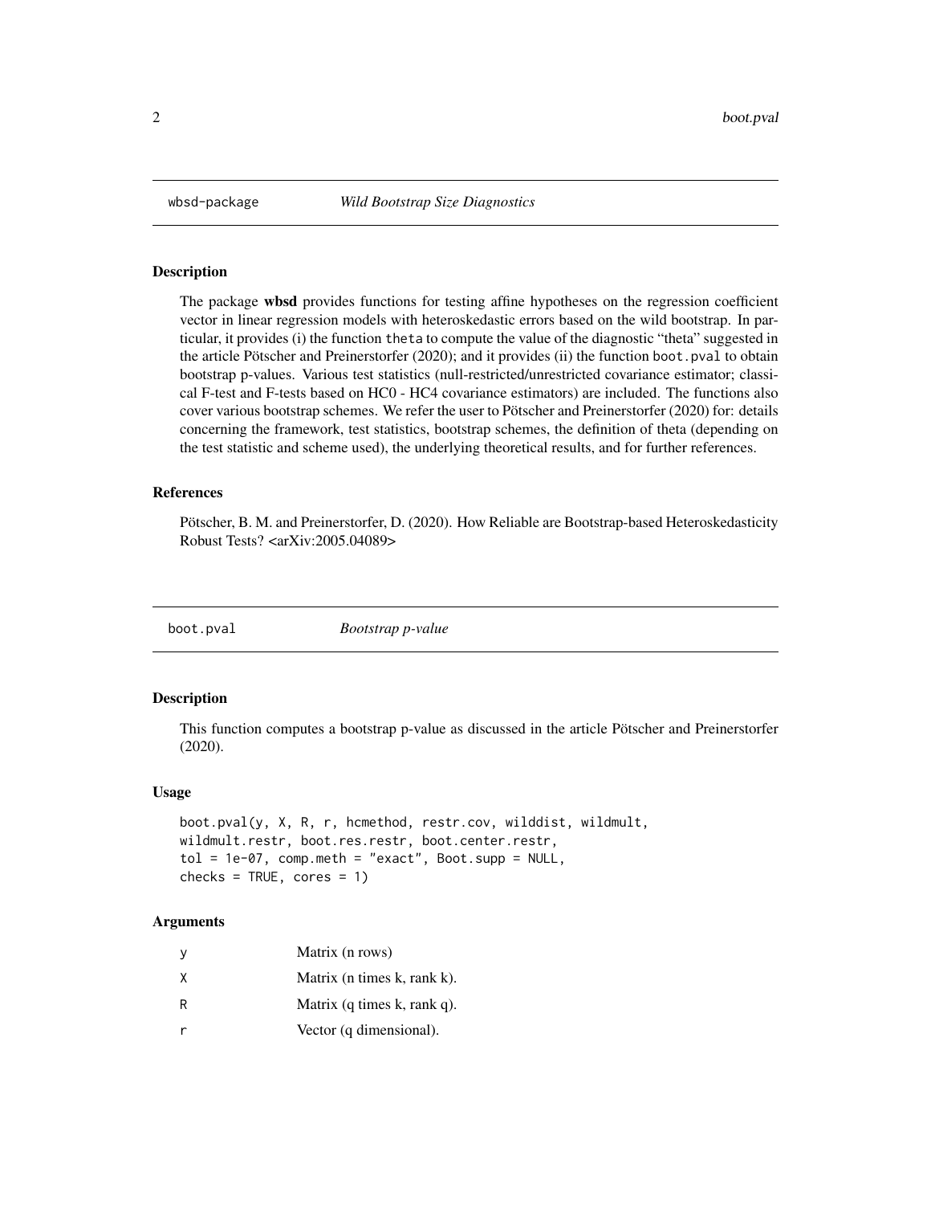## wbsd-package — *Wild Bootstrap Size Diagnostics*

### Description

The package **wbsd** provides functions for testing affine hypotheses on the regression coefficient vector in linear regression models with heteroskedastic errors based on the wild bootstrap. In particular, it provides (i) the function `theta` to compute the value of the diagnostic "theta" suggested in the article Pötscher and Preinerstorfer (2020); and it provides (ii) the function `boot.pval` to obtain bootstrap p-values. Various test statistics (null-restricted/unrestricted covariance estimator; classical F-test and F-tests based on HC0 - HC4 covariance estimators) are included. The functions also cover various bootstrap schemes. We refer the user to Pötscher and Preinerstorfer (2020) for: details concerning the framework, test statistics, bootstrap schemes, the definition of theta (depending on the test statistic and scheme used), the underlying theoretical results, and for further references.

### References

Pötscher, B. M. and Preinerstorfer, D. (2020). How Reliable are Bootstrap-based Heteroskedasticity Robust Tests? <arXiv:2005.04089>

## boot.pval — *Bootstrap p-value*

### Description

This function computes a bootstrap p-value as discussed in the article Pötscher and Preinerstorfer (2020).

### Usage

```
boot.pval(y, X, R, r, hcmethod, restr.cov, wilddist, wildmult,
wildmult.restr, boot.res.restr, boot.center.restr,
tol = 1e-07, comp.meth = "exact", Boot.supp = NULL,
checks = TRUE, cores = 1)
```

### Arguments

| | |
|---|---|
| y | Matrix (n rows) |
| X | Matrix (n times k, rank k). |
| R | Matrix (q times k, rank q). |
| r | Vector (q dimensional). |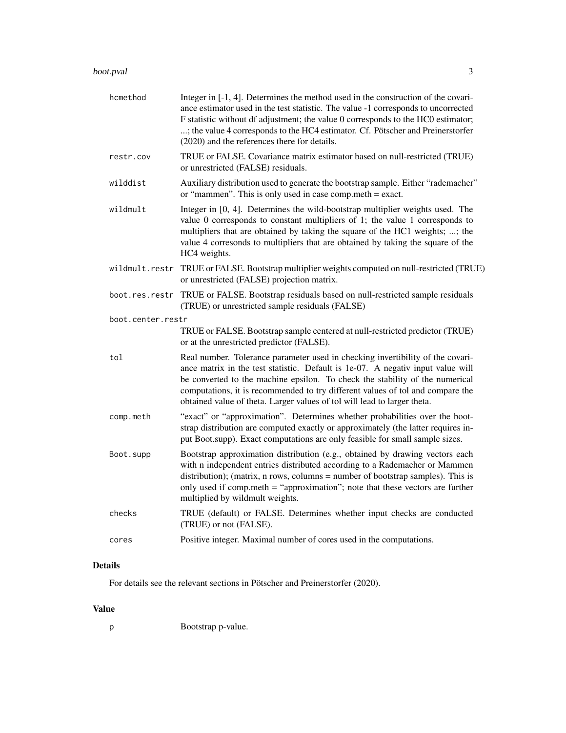| | |
|---|---|
| hcmethod | Integer in [-1, 4]. Determines the method used in the construction of the covariance estimator used in the test statistic. The value -1 corresponds to uncorrected F statistic without df adjustment; the value 0 corresponds to the HC0 estimator; ...; the value 4 corresponds to the HC4 estimator. Cf. Pötscher and Preinerstorfer (2020) and the references there for details. |
| restr.cov | TRUE or FALSE. Covariance matrix estimator based on null-restricted (TRUE) or unrestricted (FALSE) residuals. |
| wilddist | Auxiliary distribution used to generate the bootstrap sample. Either "rademacher" or "mammen". This is only used in case comp.meth = exact. |
| wildmult | Integer in [0, 4]. Determines the wild-bootstrap multiplier weights used. The value 0 corresponds to constant multipliers of 1; the value 1 corresponds to multipliers that are obtained by taking the square of the HC1 weights; ...; the value 4 corresonds to multipliers that are obtained by taking the square of the HC4 weights. |
| wildmult.restr | TRUE or FALSE. Bootstrap multiplier weights computed on null-restricted (TRUE) or unrestricted (FALSE) projection matrix. |
| boot.res.restr | TRUE or FALSE. Bootstrap residuals based on null-restricted sample residuals (TRUE) or unrestricted sample residuals (FALSE) |
| boot.center.restr | TRUE or FALSE. Bootstrap sample centered at null-restricted predictor (TRUE) or at the unrestricted predictor (FALSE). |
| tol | Real number. Tolerance parameter used in checking invertibility of the covariance matrix in the test statistic. Default is 1e-07. A negativ input value will be converted to the machine epsilon. To check the stability of the numerical computations, it is recommended to try different values of tol and compare the obtained value of theta. Larger values of tol will lead to larger theta. |
| comp.meth | "exact" or "approximation". Determines whether probabilities over the bootstrap distribution are computed exactly or approximately (the latter requires input Boot.supp). Exact computations are only feasible for small sample sizes. |
| Boot.supp | Bootstrap approximation distribution (e.g., obtained by drawing vectors each with n independent entries distributed according to a Rademacher or Mammen distribution); (matrix, n rows, columns = number of bootstrap samples). This is only used if comp.meth = "approximation"; note that these vectors are further multiplied by wildmult weights. |
| checks | TRUE (default) or FALSE. Determines whether input checks are conducted (TRUE) or not (FALSE). |
| cores | Positive integer. Maximal number of cores used in the computations. |

## Details

For details see the relevant sections in Pötscher and Preinerstorfer (2020).

## Value

| | |
|---|---|
| p | Bootstrap p-value. |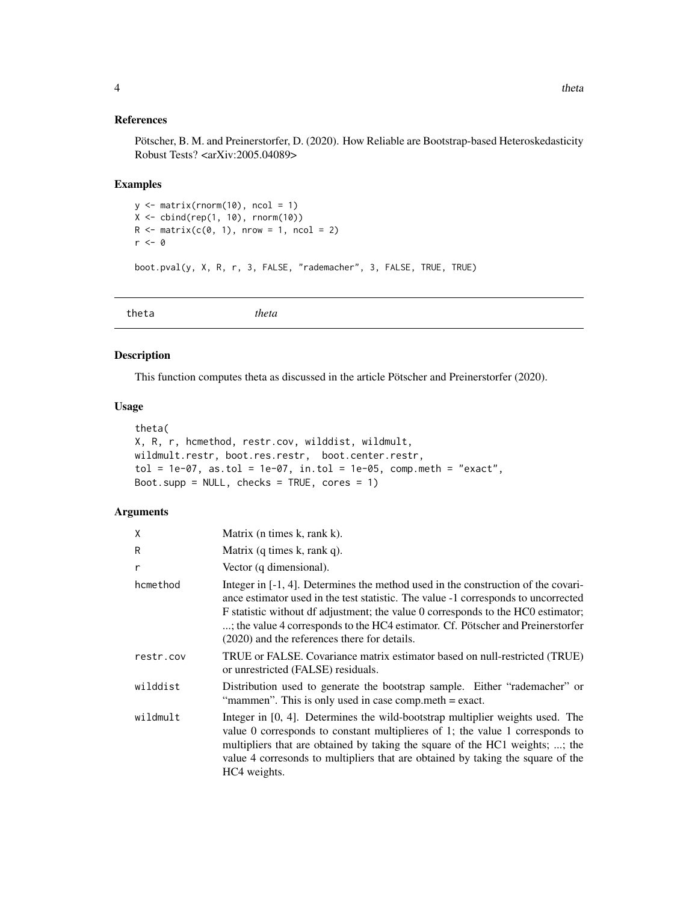### References

Pötscher, B. M. and Preinerstorfer, D. (2020). How Reliable are Bootstrap-based Heteroskedasticity Robust Tests? <arXiv:2005.04089>

### Examples

```
y <- matrix(rnorm(10), ncol = 1)
X <- cbind(rep(1, 10), rnorm(10))
R <- matrix(c(0, 1), nrow = 1, ncol = 2)
r <- 0

boot.pval(y, X, R, r, 3, FALSE, "rademacher", 3, FALSE, TRUE, TRUE)
```

---

## theta &nbsp;&nbsp;&nbsp;&nbsp; *theta*

### Description

This function computes theta as discussed in the article Pötscher and Preinerstorfer (2020).

### Usage

```
theta(
X, R, r, hcmethod, restr.cov, wilddist, wildmult,
wildmult.restr, boot.res.restr,  boot.center.restr,
tol = 1e-07, as.tol = 1e-07, in.tol = 1e-05, comp.meth = "exact",
Boot.supp = NULL, checks = TRUE, cores = 1)
```

### Arguments

| | |
|---|---|
| X | Matrix (n times k, rank k). |
| R | Matrix (q times k, rank q). |
| r | Vector (q dimensional). |
| hcmethod | Integer in [-1, 4]. Determines the method used in the construction of the covariance estimator used in the test statistic. The value -1 corresponds to uncorrected F statistic without df adjustment; the value 0 corresponds to the HC0 estimator; ...; the value 4 corresponds to the HC4 estimator. Cf. Pötscher and Preinerstorfer (2020) and the references there for details. |
| restr.cov | TRUE or FALSE. Covariance matrix estimator based on null-restricted (TRUE) or unrestricted (FALSE) residuals. |
| wilddist | Distribution used to generate the bootstrap sample. Either "rademacher" or "mammen". This is only used in case comp.meth = exact. |
| wildmult | Integer in [0, 4]. Determines the wild-bootstrap multiplier weights used. The value 0 corresponds to constant multiplieres of 1; the value 1 corresponds to multipliers that are obtained by taking the square of the HC1 weights; ...; the value 4 corresonds to multipliers that are obtained by taking the square of the HC4 weights. |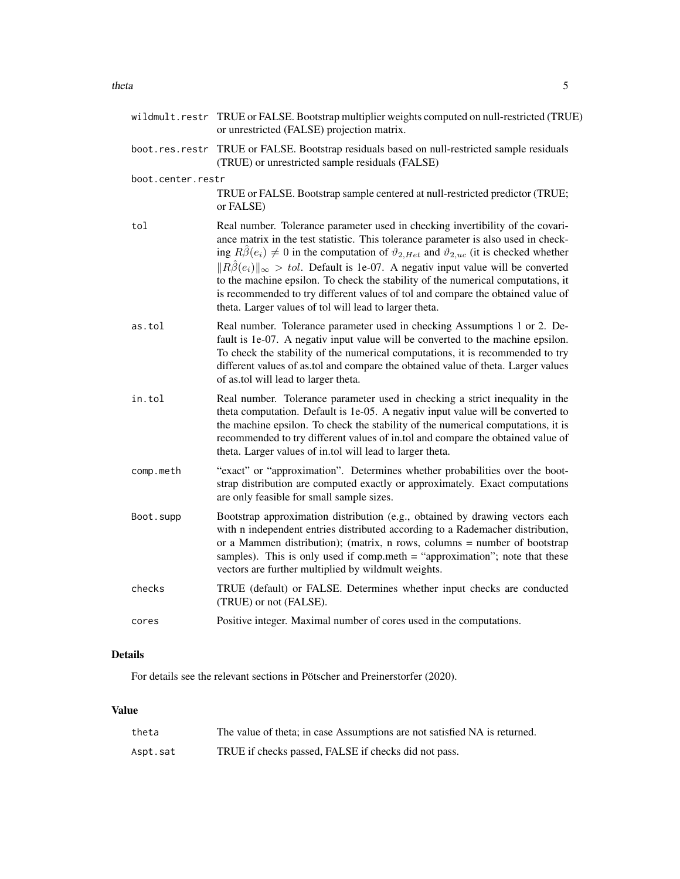| | |
|---|---|
| wildmult.restr | TRUE or FALSE. Bootstrap multiplier weights computed on null-restricted (TRUE) or unrestricted (FALSE) projection matrix. |
| boot.res.restr | TRUE or FALSE. Bootstrap residuals based on null-restricted sample residuals (TRUE) or unrestricted sample residuals (FALSE) |
| boot.center.restr | TRUE or FALSE. Bootstrap sample centered at null-restricted predictor (TRUE; or FALSE) |
| tol | Real number. Tolerance parameter used in checking invertibility of the covariance matrix in the test statistic. This tolerance parameter is also used in checking $R\hat{\beta}(e_i) \neq 0$ in the computation of $\vartheta_{2,Het}$ and $\vartheta_{2,uc}$ (it is checked whether $\|R\hat{\beta}(e_i)\|_\infty > tol$. Default is 1e-07. A negativ input value will be converted to the machine epsilon. To check the stability of the numerical computations, it is recommended to try different values of tol and compare the obtained value of theta. Larger values of tol will lead to larger theta. |
| as.tol | Real number. Tolerance parameter used in checking Assumptions 1 or 2. Default is 1e-07. A negativ input value will be converted to the machine epsilon. To check the stability of the numerical computations, it is recommended to try different values of as.tol and compare the obtained value of theta. Larger values of as.tol will lead to larger theta. |
| in.tol | Real number. Tolerance parameter used in checking a strict inequality in the theta computation. Default is 1e-05. A negativ input value will be converted to the machine epsilon. To check the stability of the numerical computations, it is recommended to try different values of in.tol and compare the obtained value of theta. Larger values of in.tol will lead to larger theta. |
| comp.meth | "exact" or "approximation". Determines whether probabilities over the bootstrap distribution are computed exactly or approximately. Exact computations are only feasible for small sample sizes. |
| Boot.supp | Bootstrap approximation distribution (e.g., obtained by drawing vectors each with n independent entries distributed according to a Rademacher distribution, or a Mammen distribution); (matrix, n rows, columns = number of bootstrap samples). This is only used if comp.meth = "approximation"; note that these vectors are further multiplied by wildmult weights. |
| checks | TRUE (default) or FALSE. Determines whether input checks are conducted (TRUE) or not (FALSE). |
| cores | Positive integer. Maximal number of cores used in the computations. |

## Details

For details see the relevant sections in Pötscher and Preinerstorfer (2020).

## Value

| | |
|---|---|
| theta | The value of theta; in case Assumptions are not satisfied NA is returned. |
| Aspt.sat | TRUE if checks passed, FALSE if checks did not pass. |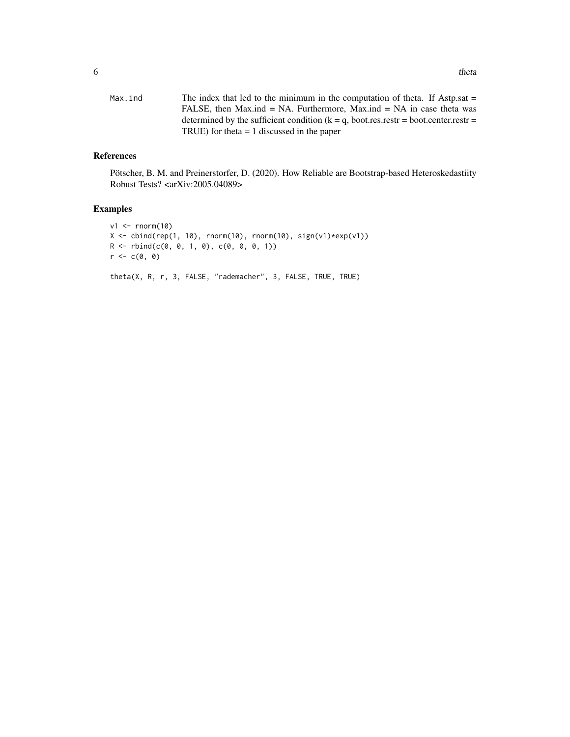Max.ind The index that led to the minimum in the computation of theta. If Astp.sat = FALSE, then Max.ind = NA. Furthermore, Max.ind = NA in case theta was determined by the sufficient condition (k = q, boot.res.restr = boot.center.restr = TRUE) for theta = 1 discussed in the paper

## References

Pötscher, B. M. and Preinerstorfer, D. (2020). How Reliable are Bootstrap-based Heteroskedastiity Robust Tests? <arXiv:2005.04089>

## Examples

```
v1 <- rnorm(10)
X <- cbind(rep(1, 10), rnorm(10), rnorm(10), sign(v1)*exp(v1))
R <- rbind(c(0, 0, 1, 0), c(0, 0, 0, 1))
r <- c(0, 0)

theta(X, R, r, 3, FALSE, "rademacher", 3, FALSE, TRUE, TRUE)
```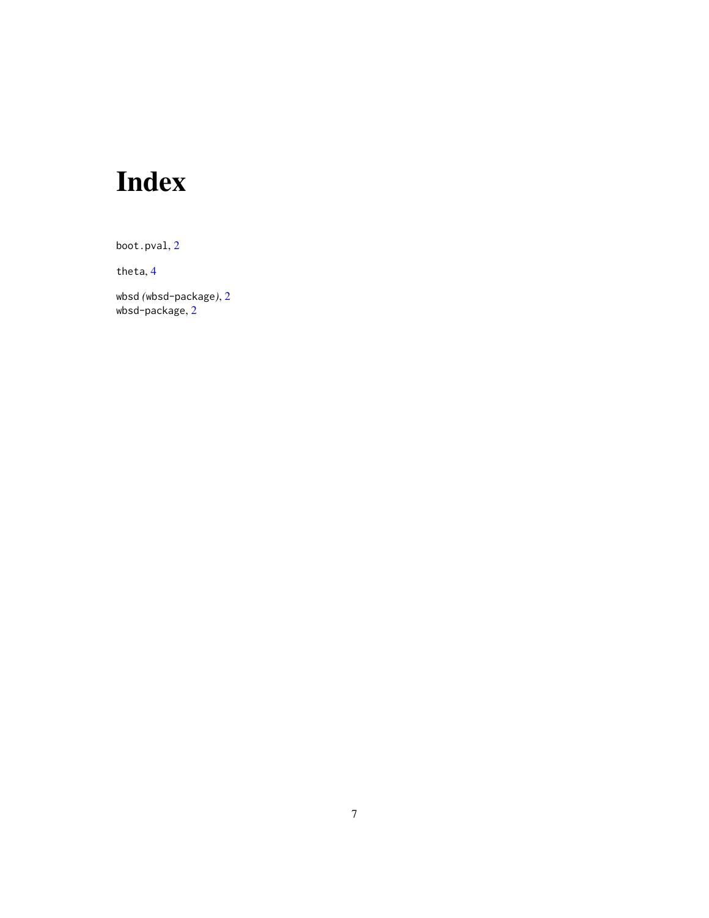# Index

boot.pval, 2

theta, 4

wbsd (wbsd-package), 2
wbsd-package, 2